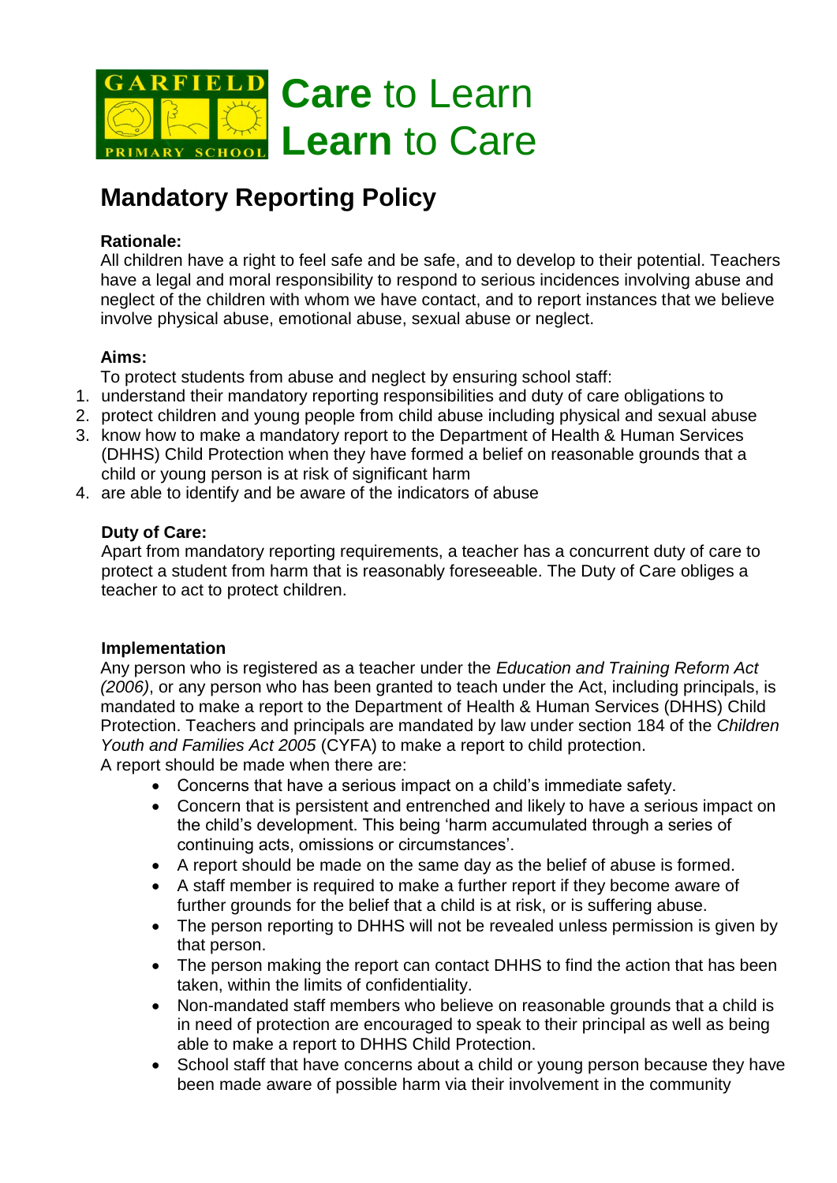**Care** to Learn
**Learn** to Care

# Mandatory Reporting Policy

**Rationale:**
All children have a right to feel safe and be safe, and to develop to their potential. Teachers have a legal and moral responsibility to respond to serious incidences involving abuse and neglect of the children with whom we have contact, and to report instances that we believe involve physical abuse, emotional abuse, sexual abuse or neglect.

**Aims:**
To protect students from abuse and neglect by ensuring school staff:

1. understand their mandatory reporting responsibilities and duty of care obligations to
2. protect children and young people from child abuse including physical and sexual abuse
3. know how to make a mandatory report to the Department of Health & Human Services (DHHS) Child Protection when they have formed a belief on reasonable grounds that a child or young person is at risk of significant harm
4. are able to identify and be aware of the indicators of abuse

**Duty of Care:**
Apart from mandatory reporting requirements, a teacher has a concurrent duty of care to protect a student from harm that is reasonably foreseeable. The Duty of Care obliges a teacher to act to protect children.

**Implementation**
Any person who is registered as a teacher under the *Education and Training Reform Act (2006)*, or any person who has been granted to teach under the Act, including principals, is mandated to make a report to the Department of Health & Human Services (DHHS) Child Protection. Teachers and principals are mandated by law under section 184 of the *Children Youth and Families Act 2005* (CYFA) to make a report to child protection.
A report should be made when there are:

- Concerns that have a serious impact on a child's immediate safety.
- Concern that is persistent and entrenched and likely to have a serious impact on the child's development. This being 'harm accumulated through a series of continuing acts, omissions or circumstances'.
- A report should be made on the same day as the belief of abuse is formed.
- A staff member is required to make a further report if they become aware of further grounds for the belief that a child is at risk, or is suffering abuse.
- The person reporting to DHHS will not be revealed unless permission is given by that person.
- The person making the report can contact DHHS to find the action that has been taken, within the limits of confidentiality.
- Non-mandated staff members who believe on reasonable grounds that a child is in need of protection are encouraged to speak to their principal as well as being able to make a report to DHHS Child Protection.
- School staff that have concerns about a child or young person because they have been made aware of possible harm via their involvement in the community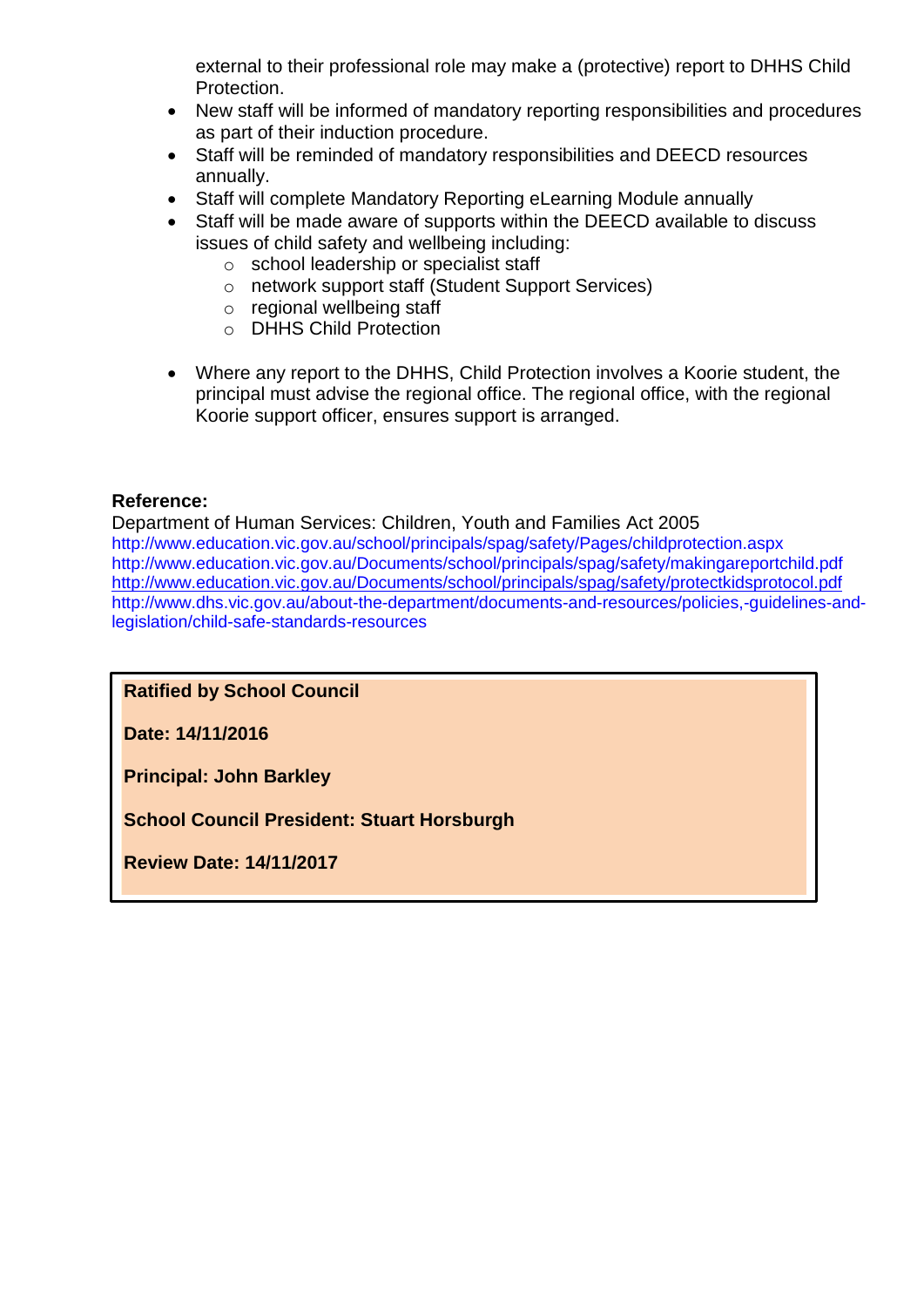external to their professional role may make a (protective) report to DHHS Child Protection.

- New staff will be informed of mandatory reporting responsibilities and procedures as part of their induction procedure.
- Staff will be reminded of mandatory responsibilities and DEECD resources annually.
- Staff will complete Mandatory Reporting eLearning Module annually
- Staff will be made aware of supports within the DEECD available to discuss issues of child safety and wellbeing including:
  - school leadership or specialist staff
  - network support staff (Student Support Services)
  - regional wellbeing staff
  - DHHS Child Protection

- Where any report to the DHHS, Child Protection involves a Koorie student, the principal must advise the regional office. The regional office, with the regional Koorie support officer, ensures support is arranged.

**Reference:**

Department of Human Services: Children, Youth and Families Act 2005
http://www.education.vic.gov.au/school/principals/spag/safety/Pages/childprotection.aspx
http://www.education.vic.gov.au/Documents/school/principals/spag/safety/makingareportchild.pdf
http://www.education.vic.gov.au/Documents/school/principals/spag/safety/protectkidsprotocol.pdf
http://www.dhs.vic.gov.au/about-the-department/documents-and-resources/policies,-guidelines-and-legislation/child-safe-standards-resources

**Ratified by School Council**

**Date: 14/11/2016**

**Principal: John Barkley**

**School Council President: Stuart Horsburgh**

**Review Date: 14/11/2017**